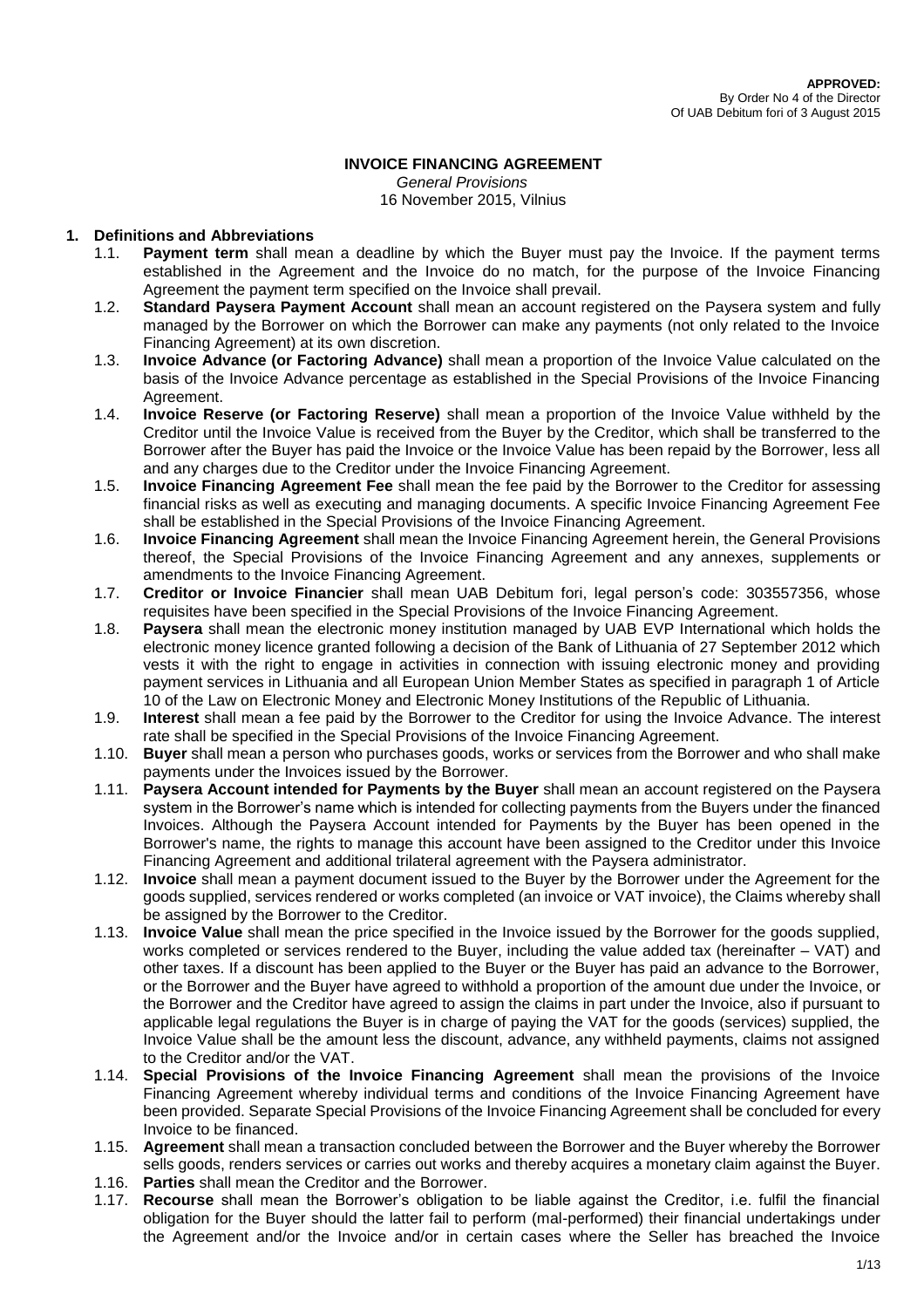**APPROVED:**
By Order No 4 of the Director
Of UAB Debitum fori of 3 August 2015

# INVOICE FINANCING AGREEMENT

*General Provisions*

16 November 2015, Vilnius

## 1. Definitions and Abbreviations

1.1. **Payment term** shall mean a deadline by which the Buyer must pay the Invoice. If the payment terms established in the Agreement and the Invoice do no match, for the purpose of the Invoice Financing Agreement the payment term specified on the Invoice shall prevail.

1.2. **Standard Paysera Payment Account** shall mean an account registered on the Paysera system and fully managed by the Borrower on which the Borrower can make any payments (not only related to the Invoice Financing Agreement) at its own discretion.

1.3. **Invoice Advance (or Factoring Advance)** shall mean a proportion of the Invoice Value calculated on the basis of the Invoice Advance percentage as established in the Special Provisions of the Invoice Financing Agreement.

1.4. **Invoice Reserve (or Factoring Reserve)** shall mean a proportion of the Invoice Value withheld by the Creditor until the Invoice Value is received from the Buyer by the Creditor, which shall be transferred to the Borrower after the Buyer has paid the Invoice or the Invoice Value has been repaid by the Borrower, less all and any charges due to the Creditor under the Invoice Financing Agreement.

1.5. **Invoice Financing Agreement Fee** shall mean the fee paid by the Borrower to the Creditor for assessing financial risks as well as executing and managing documents. A specific Invoice Financing Agreement Fee shall be established in the Special Provisions of the Invoice Financing Agreement.

1.6. **Invoice Financing Agreement** shall mean the Invoice Financing Agreement herein, the General Provisions thereof, the Special Provisions of the Invoice Financing Agreement and any annexes, supplements or amendments to the Invoice Financing Agreement.

1.7. **Creditor or Invoice Financier** shall mean UAB Debitum fori, legal person's code: 303557356, whose requisites have been specified in the Special Provisions of the Invoice Financing Agreement.

1.8. **Paysera** shall mean the electronic money institution managed by UAB EVP International which holds the electronic money licence granted following a decision of the Bank of Lithuania of 27 September 2012 which vests it with the right to engage in activities in connection with issuing electronic money and providing payment services in Lithuania and all European Union Member States as specified in paragraph 1 of Article 10 of the Law on Electronic Money and Electronic Money Institutions of the Republic of Lithuania.

1.9. **Interest** shall mean a fee paid by the Borrower to the Creditor for using the Invoice Advance. The interest rate shall be specified in the Special Provisions of the Invoice Financing Agreement.

1.10. **Buyer** shall mean a person who purchases goods, works or services from the Borrower and who shall make payments under the Invoices issued by the Borrower.

1.11. **Paysera Account intended for Payments by the Buyer** shall mean an account registered on the Paysera system in the Borrower's name which is intended for collecting payments from the Buyers under the financed Invoices. Although the Paysera Account intended for Payments by the Buyer has been opened in the Borrower's name, the rights to manage this account have been assigned to the Creditor under this Invoice Financing Agreement and additional trilateral agreement with the Paysera administrator.

1.12. **Invoice** shall mean a payment document issued to the Buyer by the Borrower under the Agreement for the goods supplied, services rendered or works completed (an invoice or VAT invoice), the Claims whereby shall be assigned by the Borrower to the Creditor.

1.13. **Invoice Value** shall mean the price specified in the Invoice issued by the Borrower for the goods supplied, works completed or services rendered to the Buyer, including the value added tax (hereinafter – VAT) and other taxes. If a discount has been applied to the Buyer or the Buyer has paid an advance to the Borrower, or the Borrower and the Buyer have agreed to withhold a proportion of the amount due under the Invoice, or the Borrower and the Creditor have agreed to assign the claims in part under the Invoice, also if pursuant to applicable legal regulations the Buyer is in charge of paying the VAT for the goods (services) supplied, the Invoice Value shall be the amount less the discount, advance, any withheld payments, claims not assigned to the Creditor and/or the VAT.

1.14. **Special Provisions of the Invoice Financing Agreement** shall mean the provisions of the Invoice Financing Agreement whereby individual terms and conditions of the Invoice Financing Agreement have been provided. Separate Special Provisions of the Invoice Financing Agreement shall be concluded for every Invoice to be financed.

1.15. **Agreement** shall mean a transaction concluded between the Borrower and the Buyer whereby the Borrower sells goods, renders services or carries out works and thereby acquires a monetary claim against the Buyer.

1.16. **Parties** shall mean the Creditor and the Borrower.

1.17. **Recourse** shall mean the Borrower's obligation to be liable against the Creditor, i.e. fulfil the financial obligation for the Buyer should the latter fail to perform (mal-performed) their financial undertakings under the Agreement and/or the Invoice and/or in certain cases where the Seller has breached the Invoice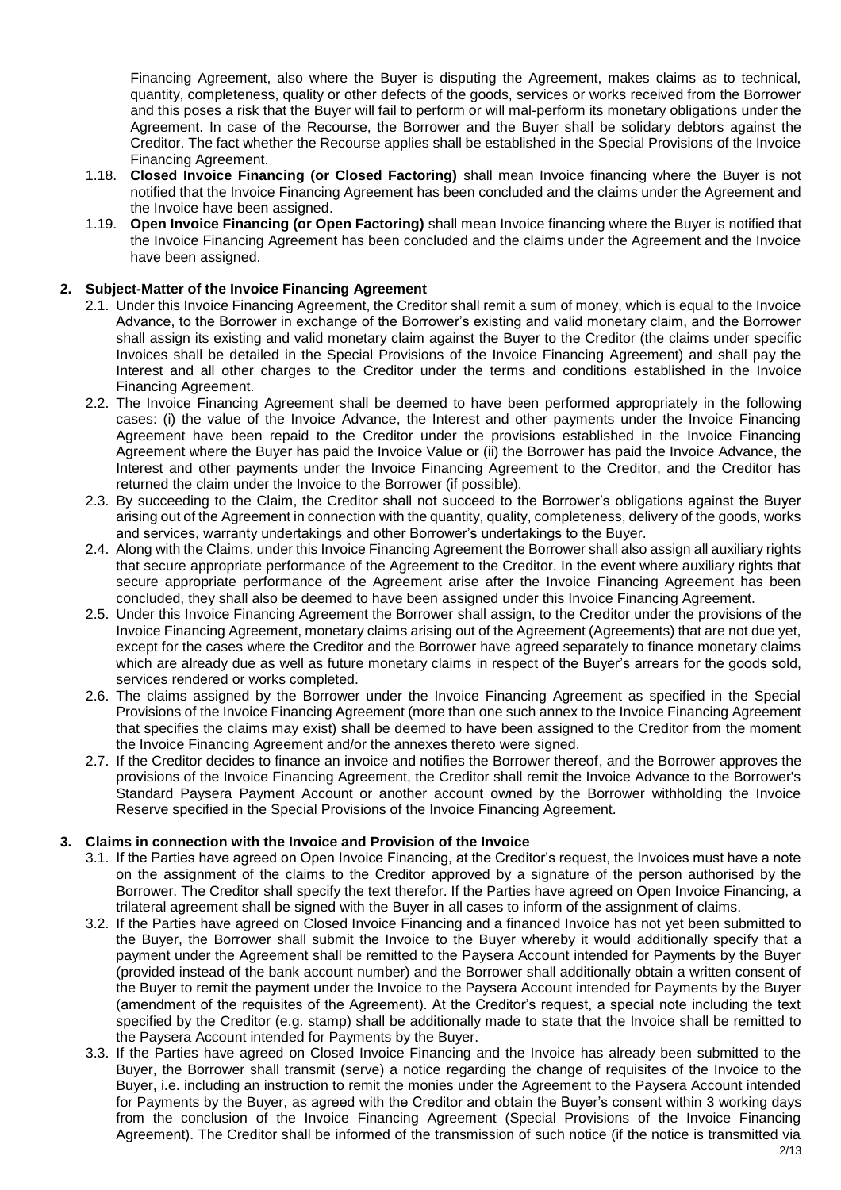Financing Agreement, also where the Buyer is disputing the Agreement, makes claims as to technical, quantity, completeness, quality or other defects of the goods, services or works received from the Borrower and this poses a risk that the Buyer will fail to perform or will mal-perform its monetary obligations under the Agreement. In case of the Recourse, the Borrower and the Buyer shall be solidary debtors against the Creditor. The fact whether the Recourse applies shall be established in the Special Provisions of the Invoice Financing Agreement.

1.18. **Closed Invoice Financing (or Closed Factoring)** shall mean Invoice financing where the Buyer is not notified that the Invoice Financing Agreement has been concluded and the claims under the Agreement and the Invoice have been assigned.

1.19. **Open Invoice Financing (or Open Factoring)** shall mean Invoice financing where the Buyer is notified that the Invoice Financing Agreement has been concluded and the claims under the Agreement and the Invoice have been assigned.

## 2. Subject-Matter of the Invoice Financing Agreement

2.1. Under this Invoice Financing Agreement, the Creditor shall remit a sum of money, which is equal to the Invoice Advance, to the Borrower in exchange of the Borrower's existing and valid monetary claim, and the Borrower shall assign its existing and valid monetary claim against the Buyer to the Creditor (the claims under specific Invoices shall be detailed in the Special Provisions of the Invoice Financing Agreement) and shall pay the Interest and all other charges to the Creditor under the terms and conditions established in the Invoice Financing Agreement.

2.2. The Invoice Financing Agreement shall be deemed to have been performed appropriately in the following cases: (i) the value of the Invoice Advance, the Interest and other payments under the Invoice Financing Agreement have been repaid to the Creditor under the provisions established in the Invoice Financing Agreement where the Buyer has paid the Invoice Value or (ii) the Borrower has paid the Invoice Advance, the Interest and other payments under the Invoice Financing Agreement to the Creditor, and the Creditor has returned the claim under the Invoice to the Borrower (if possible).

2.3. By succeeding to the Claim, the Creditor shall not succeed to the Borrower's obligations against the Buyer arising out of the Agreement in connection with the quantity, quality, completeness, delivery of the goods, works and services, warranty undertakings and other Borrower's undertakings to the Buyer.

2.4. Along with the Claims, under this Invoice Financing Agreement the Borrower shall also assign all auxiliary rights that secure appropriate performance of the Agreement to the Creditor. In the event where auxiliary rights that secure appropriate performance of the Agreement arise after the Invoice Financing Agreement has been concluded, they shall also be deemed to have been assigned under this Invoice Financing Agreement.

2.5. Under this Invoice Financing Agreement the Borrower shall assign, to the Creditor under the provisions of the Invoice Financing Agreement, monetary claims arising out of the Agreement (Agreements) that are not due yet, except for the cases where the Creditor and the Borrower have agreed separately to finance monetary claims which are already due as well as future monetary claims in respect of the Buyer's arrears for the goods sold, services rendered or works completed.

2.6. The claims assigned by the Borrower under the Invoice Financing Agreement as specified in the Special Provisions of the Invoice Financing Agreement (more than one such annex to the Invoice Financing Agreement that specifies the claims may exist) shall be deemed to have been assigned to the Creditor from the moment the Invoice Financing Agreement and/or the annexes thereto were signed.

2.7. If the Creditor decides to finance an invoice and notifies the Borrower thereof, and the Borrower approves the provisions of the Invoice Financing Agreement, the Creditor shall remit the Invoice Advance to the Borrower's Standard Paysera Payment Account or another account owned by the Borrower withholding the Invoice Reserve specified in the Special Provisions of the Invoice Financing Agreement.

## 3. Claims in connection with the Invoice and Provision of the Invoice

3.1. If the Parties have agreed on Open Invoice Financing, at the Creditor's request, the Invoices must have a note on the assignment of the claims to the Creditor approved by a signature of the person authorised by the Borrower. The Creditor shall specify the text therefor. If the Parties have agreed on Open Invoice Financing, a trilateral agreement shall be signed with the Buyer in all cases to inform of the assignment of claims.

3.2. If the Parties have agreed on Closed Invoice Financing and a financed Invoice has not yet been submitted to the Buyer, the Borrower shall submit the Invoice to the Buyer whereby it would additionally specify that a payment under the Agreement shall be remitted to the Paysera Account intended for Payments by the Buyer (provided instead of the bank account number) and the Borrower shall additionally obtain a written consent of the Buyer to remit the payment under the Invoice to the Paysera Account intended for Payments by the Buyer (amendment of the requisites of the Agreement). At the Creditor's request, a special note including the text specified by the Creditor (e.g. stamp) shall be additionally made to state that the Invoice shall be remitted to the Paysera Account intended for Payments by the Buyer.

3.3. If the Parties have agreed on Closed Invoice Financing and the Invoice has already been submitted to the Buyer, the Borrower shall transmit (serve) a notice regarding the change of requisites of the Invoice to the Buyer, i.e. including an instruction to remit the monies under the Agreement to the Paysera Account intended for Payments by the Buyer, as agreed with the Creditor and obtain the Buyer's consent within 3 working days from the conclusion of the Invoice Financing Agreement (Special Provisions of the Invoice Financing Agreement). The Creditor shall be informed of the transmission of such notice (if the notice is transmitted via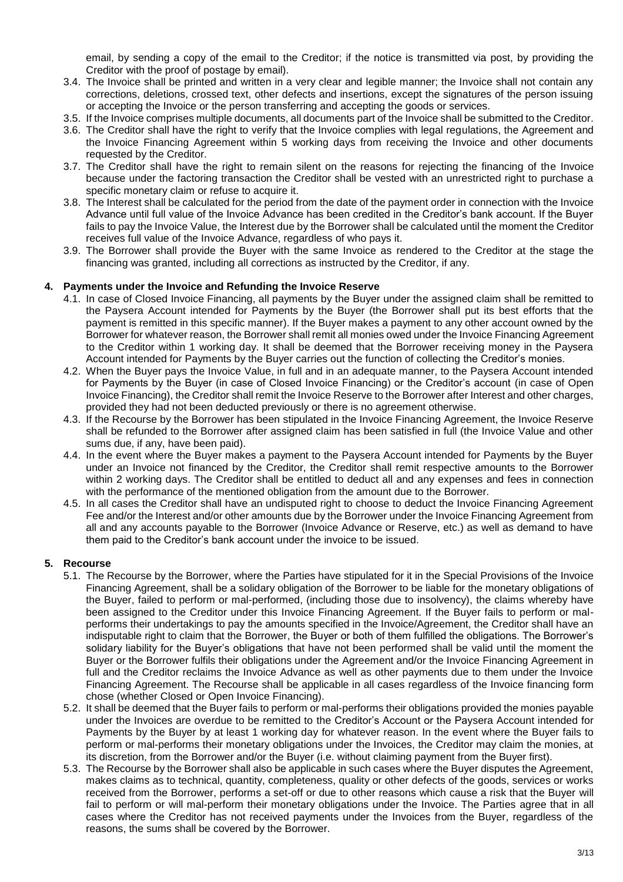email, by sending a copy of the email to the Creditor; if the notice is transmitted via post, by providing the Creditor with the proof of postage by email).

- 3.4. The Invoice shall be printed and written in a very clear and legible manner; the Invoice shall not contain any corrections, deletions, crossed text, other defects and insertions, except the signatures of the person issuing or accepting the Invoice or the person transferring and accepting the goods or services.
- 3.5. If the Invoice comprises multiple documents, all documents part of the Invoice shall be submitted to the Creditor.
- 3.6. The Creditor shall have the right to verify that the Invoice complies with legal regulations, the Agreement and the Invoice Financing Agreement within 5 working days from receiving the Invoice and other documents requested by the Creditor.
- 3.7. The Creditor shall have the right to remain silent on the reasons for rejecting the financing of the Invoice because under the factoring transaction the Creditor shall be vested with an unrestricted right to purchase a specific monetary claim or refuse to acquire it.
- 3.8. The Interest shall be calculated for the period from the date of the payment order in connection with the Invoice Advance until full value of the Invoice Advance has been credited in the Creditor's bank account. If the Buyer fails to pay the Invoice Value, the Interest due by the Borrower shall be calculated until the moment the Creditor receives full value of the Invoice Advance, regardless of who pays it.
- 3.9. The Borrower shall provide the Buyer with the same Invoice as rendered to the Creditor at the stage the financing was granted, including all corrections as instructed by the Creditor, if any.

## 4. Payments under the Invoice and Refunding the Invoice Reserve

- 4.1. In case of Closed Invoice Financing, all payments by the Buyer under the assigned claim shall be remitted to the Paysera Account intended for Payments by the Buyer (the Borrower shall put its best efforts that the payment is remitted in this specific manner). If the Buyer makes a payment to any other account owned by the Borrower for whatever reason, the Borrower shall remit all monies owed under the Invoice Financing Agreement to the Creditor within 1 working day. It shall be deemed that the Borrower receiving money in the Paysera Account intended for Payments by the Buyer carries out the function of collecting the Creditor's monies.
- 4.2. When the Buyer pays the Invoice Value, in full and in an adequate manner, to the Paysera Account intended for Payments by the Buyer (in case of Closed Invoice Financing) or the Creditor's account (in case of Open Invoice Financing), the Creditor shall remit the Invoice Reserve to the Borrower after Interest and other charges, provided they had not been deducted previously or there is no agreement otherwise.
- 4.3. If the Recourse by the Borrower has been stipulated in the Invoice Financing Agreement, the Invoice Reserve shall be refunded to the Borrower after assigned claim has been satisfied in full (the Invoice Value and other sums due, if any, have been paid).
- 4.4. In the event where the Buyer makes a payment to the Paysera Account intended for Payments by the Buyer under an Invoice not financed by the Creditor, the Creditor shall remit respective amounts to the Borrower within 2 working days. The Creditor shall be entitled to deduct all and any expenses and fees in connection with the performance of the mentioned obligation from the amount due to the Borrower.
- 4.5. In all cases the Creditor shall have an undisputed right to choose to deduct the Invoice Financing Agreement Fee and/or the Interest and/or other amounts due by the Borrower under the Invoice Financing Agreement from all and any accounts payable to the Borrower (Invoice Advance or Reserve, etc.) as well as demand to have them paid to the Creditor's bank account under the invoice to be issued.

## 5. Recourse

- 5.1. The Recourse by the Borrower, where the Parties have stipulated for it in the Special Provisions of the Invoice Financing Agreement, shall be a solidary obligation of the Borrower to be liable for the monetary obligations of the Buyer, failed to perform or mal-performed, (including those due to insolvency), the claims whereby have been assigned to the Creditor under this Invoice Financing Agreement. If the Buyer fails to perform or mal-performs their undertakings to pay the amounts specified in the Invoice/Agreement, the Creditor shall have an indisputable right to claim that the Borrower, the Buyer or both of them fulfilled the obligations. The Borrower's solidary liability for the Buyer's obligations that have not been performed shall be valid until the moment the Buyer or the Borrower fulfils their obligations under the Agreement and/or the Invoice Financing Agreement in full and the Creditor reclaims the Invoice Advance as well as other payments due to them under the Invoice Financing Agreement. The Recourse shall be applicable in all cases regardless of the Invoice financing form chose (whether Closed or Open Invoice Financing).
- 5.2. It shall be deemed that the Buyer fails to perform or mal-performs their obligations provided the monies payable under the Invoices are overdue to be remitted to the Creditor's Account or the Paysera Account intended for Payments by the Buyer by at least 1 working day for whatever reason. In the event where the Buyer fails to perform or mal-performs their monetary obligations under the Invoices, the Creditor may claim the monies, at its discretion, from the Borrower and/or the Buyer (i.e. without claiming payment from the Buyer first).
- 5.3. The Recourse by the Borrower shall also be applicable in such cases where the Buyer disputes the Agreement, makes claims as to technical, quantity, completeness, quality or other defects of the goods, services or works received from the Borrower, performs a set-off or due to other reasons which cause a risk that the Buyer will fail to perform or will mal-perform their monetary obligations under the Invoice. The Parties agree that in all cases where the Creditor has not received payments under the Invoices from the Buyer, regardless of the reasons, the sums shall be covered by the Borrower.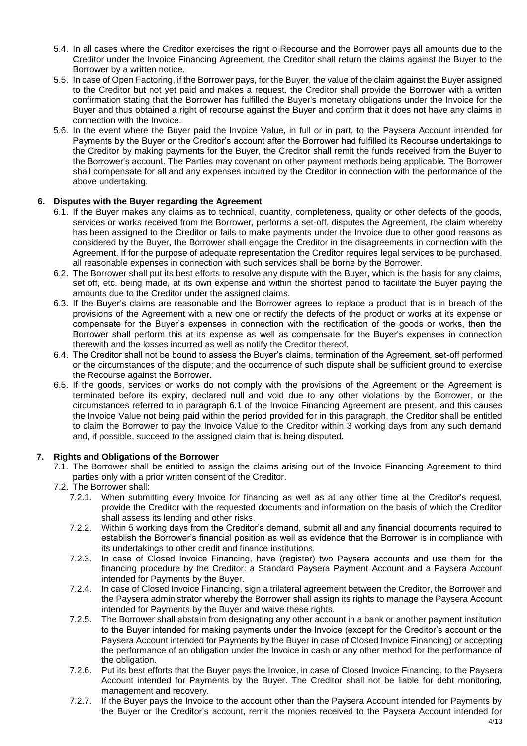5.4. In all cases where the Creditor exercises the right o Recourse and the Borrower pays all amounts due to the Creditor under the Invoice Financing Agreement, the Creditor shall return the claims against the Buyer to the Borrower by a written notice.

5.5. In case of Open Factoring, if the Borrower pays, for the Buyer, the value of the claim against the Buyer assigned to the Creditor but not yet paid and makes a request, the Creditor shall provide the Borrower with a written confirmation stating that the Borrower has fulfilled the Buyer's monetary obligations under the Invoice for the Buyer and thus obtained a right of recourse against the Buyer and confirm that it does not have any claims in connection with the Invoice.

5.6. In the event where the Buyer paid the Invoice Value, in full or in part, to the Paysera Account intended for Payments by the Buyer or the Creditor's account after the Borrower had fulfilled its Recourse undertakings to the Creditor by making payments for the Buyer, the Creditor shall remit the funds received from the Buyer to the Borrower's account. The Parties may covenant on other payment methods being applicable. The Borrower shall compensate for all and any expenses incurred by the Creditor in connection with the performance of the above undertaking.

## 6. Disputes with the Buyer regarding the Agreement

6.1. If the Buyer makes any claims as to technical, quantity, completeness, quality or other defects of the goods, services or works received from the Borrower, performs a set-off, disputes the Agreement, the claim whereby has been assigned to the Creditor or fails to make payments under the Invoice due to other good reasons as considered by the Buyer, the Borrower shall engage the Creditor in the disagreements in connection with the Agreement. If for the purpose of adequate representation the Creditor requires legal services to be purchased, all reasonable expenses in connection with such services shall be borne by the Borrower.

6.2. The Borrower shall put its best efforts to resolve any dispute with the Buyer, which is the basis for any claims, set off, etc. being made, at its own expense and within the shortest period to facilitate the Buyer paying the amounts due to the Creditor under the assigned claims.

6.3. If the Buyer's claims are reasonable and the Borrower agrees to replace a product that is in breach of the provisions of the Agreement with a new one or rectify the defects of the product or works at its expense or compensate for the Buyer's expenses in connection with the rectification of the goods or works, then the Borrower shall perform this at its expense as well as compensate for the Buyer's expenses in connection therewith and the losses incurred as well as notify the Creditor thereof.

6.4. The Creditor shall not be bound to assess the Buyer's claims, termination of the Agreement, set-off performed or the circumstances of the dispute; and the occurrence of such dispute shall be sufficient ground to exercise the Recourse against the Borrower.

6.5. If the goods, services or works do not comply with the provisions of the Agreement or the Agreement is terminated before its expiry, declared null and void due to any other violations by the Borrower, or the circumstances referred to in paragraph 6.1 of the Invoice Financing Agreement are present, and this causes the Invoice Value not being paid within the period provided for in this paragraph, the Creditor shall be entitled to claim the Borrower to pay the Invoice Value to the Creditor within 3 working days from any such demand and, if possible, succeed to the assigned claim that is being disputed.

## 7. Rights and Obligations of the Borrower

7.1. The Borrower shall be entitled to assign the claims arising out of the Invoice Financing Agreement to third parties only with a prior written consent of the Creditor.

7.2. The Borrower shall:

7.2.1. When submitting every Invoice for financing as well as at any other time at the Creditor's request, provide the Creditor with the requested documents and information on the basis of which the Creditor shall assess its lending and other risks.

7.2.2. Within 5 working days from the Creditor's demand, submit all and any financial documents required to establish the Borrower's financial position as well as evidence that the Borrower is in compliance with its undertakings to other credit and finance institutions.

7.2.3. In case of Closed Invoice Financing, have (register) two Paysera accounts and use them for the financing procedure by the Creditor: a Standard Paysera Payment Account and a Paysera Account intended for Payments by the Buyer.

7.2.4. In case of Closed Invoice Financing, sign a trilateral agreement between the Creditor, the Borrower and the Paysera administrator whereby the Borrower shall assign its rights to manage the Paysera Account intended for Payments by the Buyer and waive these rights.

7.2.5. The Borrower shall abstain from designating any other account in a bank or another payment institution to the Buyer intended for making payments under the Invoice (except for the Creditor's account or the Paysera Account intended for Payments by the Buyer in case of Closed Invoice Financing) or accepting the performance of an obligation under the Invoice in cash or any other method for the performance of the obligation.

7.2.6. Put its best efforts that the Buyer pays the Invoice, in case of Closed Invoice Financing, to the Paysera Account intended for Payments by the Buyer. The Creditor shall not be liable for debt monitoring, management and recovery.

7.2.7. If the Buyer pays the Invoice to the account other than the Paysera Account intended for Payments by the Buyer or the Creditor's account, remit the monies received to the Paysera Account intended for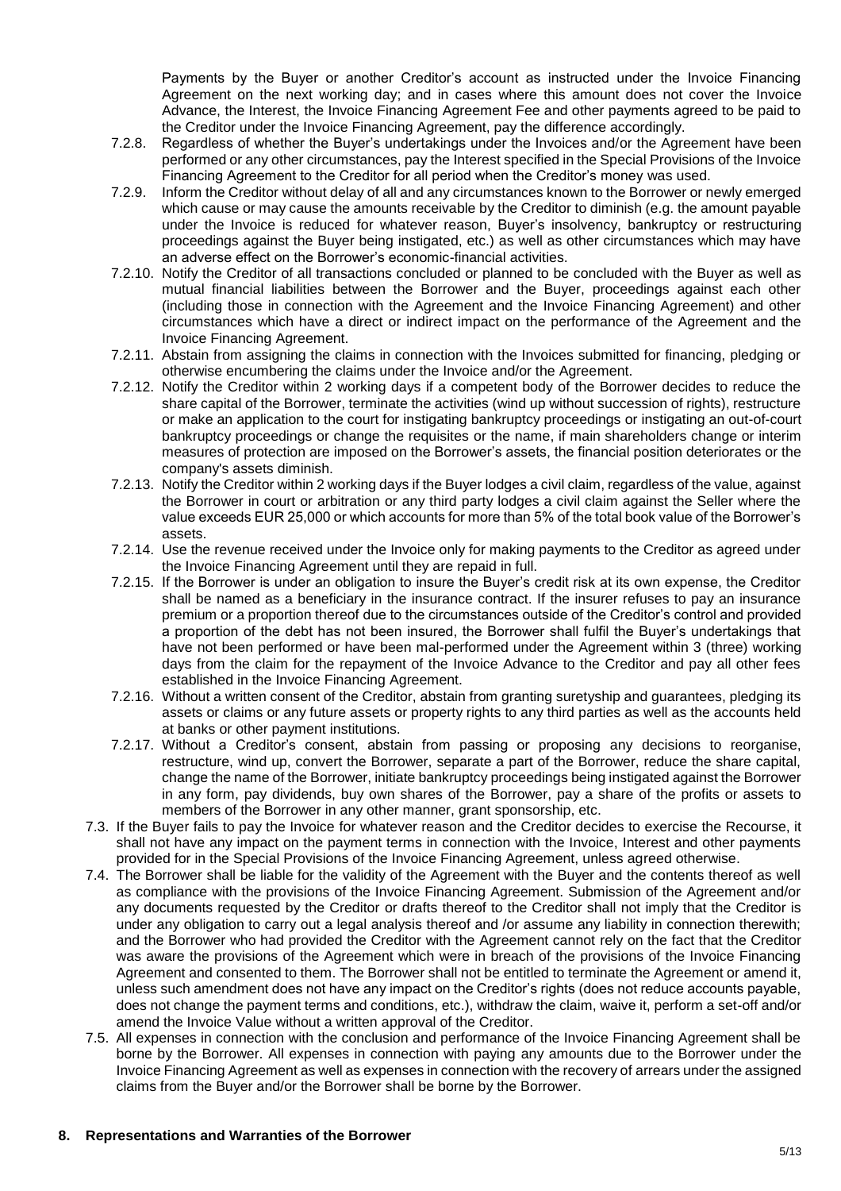Payments by the Buyer or another Creditor's account as instructed under the Invoice Financing Agreement on the next working day; and in cases where this amount does not cover the Invoice Advance, the Interest, the Invoice Financing Agreement Fee and other payments agreed to be paid to the Creditor under the Invoice Financing Agreement, pay the difference accordingly.

7.2.8. Regardless of whether the Buyer's undertakings under the Invoices and/or the Agreement have been performed or any other circumstances, pay the Interest specified in the Special Provisions of the Invoice Financing Agreement to the Creditor for all period when the Creditor's money was used.

7.2.9. Inform the Creditor without delay of all and any circumstances known to the Borrower or newly emerged which cause or may cause the amounts receivable by the Creditor to diminish (e.g. the amount payable under the Invoice is reduced for whatever reason, Buyer's insolvency, bankruptcy or restructuring proceedings against the Buyer being instigated, etc.) as well as other circumstances which may have an adverse effect on the Borrower's economic-financial activities.

7.2.10. Notify the Creditor of all transactions concluded or planned to be concluded with the Buyer as well as mutual financial liabilities between the Borrower and the Buyer, proceedings against each other (including those in connection with the Agreement and the Invoice Financing Agreement) and other circumstances which have a direct or indirect impact on the performance of the Agreement and the Invoice Financing Agreement.

7.2.11. Abstain from assigning the claims in connection with the Invoices submitted for financing, pledging or otherwise encumbering the claims under the Invoice and/or the Agreement.

7.2.12. Notify the Creditor within 2 working days if a competent body of the Borrower decides to reduce the share capital of the Borrower, terminate the activities (wind up without succession of rights), restructure or make an application to the court for instigating bankruptcy proceedings or instigating an out-of-court bankruptcy proceedings or change the requisites or the name, if main shareholders change or interim measures of protection are imposed on the Borrower's assets, the financial position deteriorates or the company's assets diminish.

7.2.13. Notify the Creditor within 2 working days if the Buyer lodges a civil claim, regardless of the value, against the Borrower in court or arbitration or any third party lodges a civil claim against the Seller where the value exceeds EUR 25,000 or which accounts for more than 5% of the total book value of the Borrower's assets.

7.2.14. Use the revenue received under the Invoice only for making payments to the Creditor as agreed under the Invoice Financing Agreement until they are repaid in full.

7.2.15. If the Borrower is under an obligation to insure the Buyer's credit risk at its own expense, the Creditor shall be named as a beneficiary in the insurance contract. If the insurer refuses to pay an insurance premium or a proportion thereof due to the circumstances outside of the Creditor's control and provided a proportion of the debt has not been insured, the Borrower shall fulfil the Buyer's undertakings that have not been performed or have been mal-performed under the Agreement within 3 (three) working days from the claim for the repayment of the Invoice Advance to the Creditor and pay all other fees established in the Invoice Financing Agreement.

7.2.16. Without a written consent of the Creditor, abstain from granting suretyship and guarantees, pledging its assets or claims or any future assets or property rights to any third parties as well as the accounts held at banks or other payment institutions.

7.2.17. Without a Creditor's consent, abstain from passing or proposing any decisions to reorganise, restructure, wind up, convert the Borrower, separate a part of the Borrower, reduce the share capital, change the name of the Borrower, initiate bankruptcy proceedings being instigated against the Borrower in any form, pay dividends, buy own shares of the Borrower, pay a share of the profits or assets to members of the Borrower in any other manner, grant sponsorship, etc.

7.3. If the Buyer fails to pay the Invoice for whatever reason and the Creditor decides to exercise the Recourse, it shall not have any impact on the payment terms in connection with the Invoice, Interest and other payments provided for in the Special Provisions of the Invoice Financing Agreement, unless agreed otherwise.

7.4. The Borrower shall be liable for the validity of the Agreement with the Buyer and the contents thereof as well as compliance with the provisions of the Invoice Financing Agreement. Submission of the Agreement and/or any documents requested by the Creditor or drafts thereof to the Creditor shall not imply that the Creditor is under any obligation to carry out a legal analysis thereof and /or assume any liability in connection therewith; and the Borrower who had provided the Creditor with the Agreement cannot rely on the fact that the Creditor was aware the provisions of the Agreement which were in breach of the provisions of the Invoice Financing Agreement and consented to them. The Borrower shall not be entitled to terminate the Agreement or amend it, unless such amendment does not have any impact on the Creditor's rights (does not reduce accounts payable, does not change the payment terms and conditions, etc.), withdraw the claim, waive it, perform a set-off and/or amend the Invoice Value without a written approval of the Creditor.

7.5. All expenses in connection with the conclusion and performance of the Invoice Financing Agreement shall be borne by the Borrower. All expenses in connection with paying any amounts due to the Borrower under the Invoice Financing Agreement as well as expenses in connection with the recovery of arrears under the assigned claims from the Buyer and/or the Borrower shall be borne by the Borrower.

## 8. Representations and Warranties of the Borrower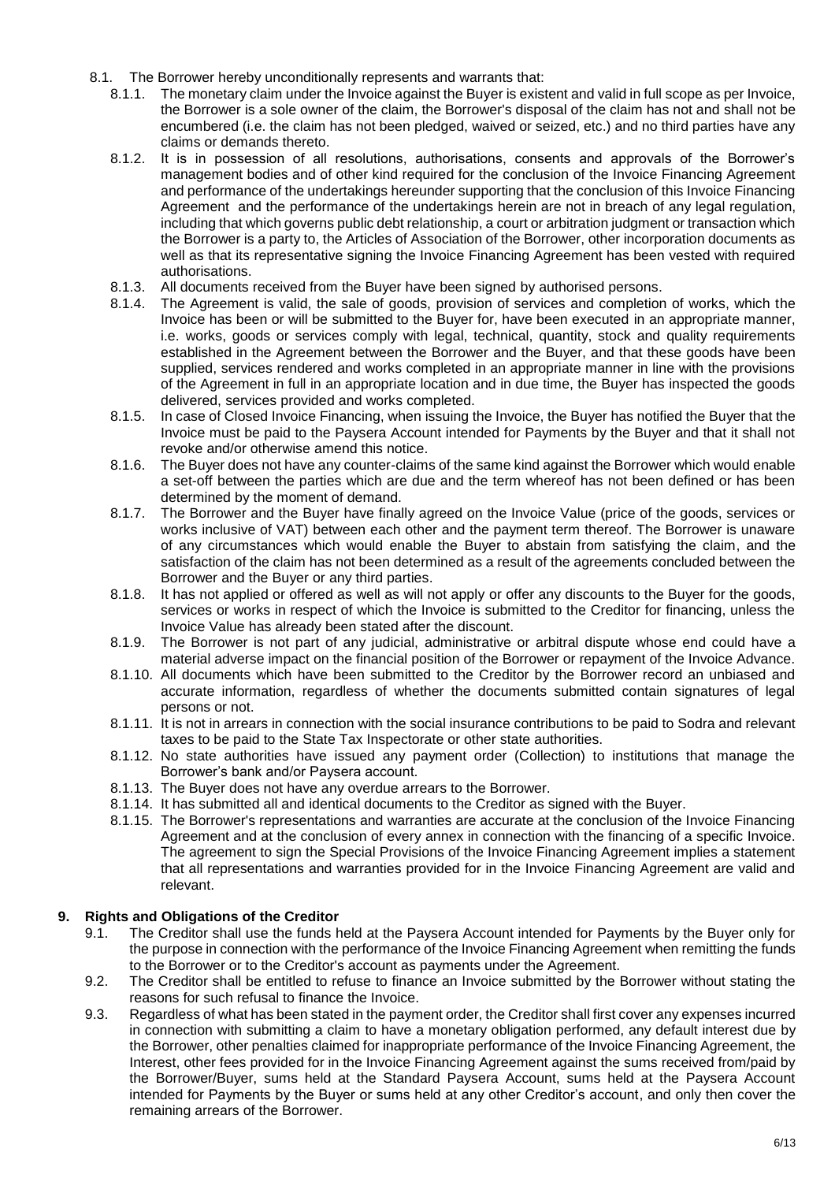8.1. The Borrower hereby unconditionally represents and warrants that:

8.1.1. The monetary claim under the Invoice against the Buyer is existent and valid in full scope as per Invoice, the Borrower is a sole owner of the claim, the Borrower's disposal of the claim has not and shall not be encumbered (i.e. the claim has not been pledged, waived or seized, etc.) and no third parties have any claims or demands thereto.

8.1.2. It is in possession of all resolutions, authorisations, consents and approvals of the Borrower's management bodies and of other kind required for the conclusion of the Invoice Financing Agreement and performance of the undertakings hereunder supporting that the conclusion of this Invoice Financing Agreement and the performance of the undertakings herein are not in breach of any legal regulation, including that which governs public debt relationship, a court or arbitration judgment or transaction which the Borrower is a party to, the Articles of Association of the Borrower, other incorporation documents as well as that its representative signing the Invoice Financing Agreement has been vested with required authorisations.

8.1.3. All documents received from the Buyer have been signed by authorised persons.

8.1.4. The Agreement is valid, the sale of goods, provision of services and completion of works, which the Invoice has been or will be submitted to the Buyer for, have been executed in an appropriate manner, i.e. works, goods or services comply with legal, technical, quantity, stock and quality requirements established in the Agreement between the Borrower and the Buyer, and that these goods have been supplied, services rendered and works completed in an appropriate manner in line with the provisions of the Agreement in full in an appropriate location and in due time, the Buyer has inspected the goods delivered, services provided and works completed.

8.1.5. In case of Closed Invoice Financing, when issuing the Invoice, the Buyer has notified the Buyer that the Invoice must be paid to the Paysera Account intended for Payments by the Buyer and that it shall not revoke and/or otherwise amend this notice.

8.1.6. The Buyer does not have any counter-claims of the same kind against the Borrower which would enable a set-off between the parties which are due and the term whereof has not been defined or has been determined by the moment of demand.

8.1.7. The Borrower and the Buyer have finally agreed on the Invoice Value (price of the goods, services or works inclusive of VAT) between each other and the payment term thereof. The Borrower is unaware of any circumstances which would enable the Buyer to abstain from satisfying the claim, and the satisfaction of the claim has not been determined as a result of the agreements concluded between the Borrower and the Buyer or any third parties.

8.1.8. It has not applied or offered as well as will not apply or offer any discounts to the Buyer for the goods, services or works in respect of which the Invoice is submitted to the Creditor for financing, unless the Invoice Value has already been stated after the discount.

8.1.9. The Borrower is not part of any judicial, administrative or arbitral dispute whose end could have a material adverse impact on the financial position of the Borrower or repayment of the Invoice Advance.

8.1.10. All documents which have been submitted to the Creditor by the Borrower record an unbiased and accurate information, regardless of whether the documents submitted contain signatures of legal persons or not.

8.1.11. It is not in arrears in connection with the social insurance contributions to be paid to Sodra and relevant taxes to be paid to the State Tax Inspectorate or other state authorities.

8.1.12. No state authorities have issued any payment order (Collection) to institutions that manage the Borrower's bank and/or Paysera account.

8.1.13. The Buyer does not have any overdue arrears to the Borrower.

8.1.14. It has submitted all and identical documents to the Creditor as signed with the Buyer.

8.1.15. The Borrower's representations and warranties are accurate at the conclusion of the Invoice Financing Agreement and at the conclusion of every annex in connection with the financing of a specific Invoice. The agreement to sign the Special Provisions of the Invoice Financing Agreement implies a statement that all representations and warranties provided for in the Invoice Financing Agreement are valid and relevant.

## 9. Rights and Obligations of the Creditor

9.1. The Creditor shall use the funds held at the Paysera Account intended for Payments by the Buyer only for the purpose in connection with the performance of the Invoice Financing Agreement when remitting the funds to the Borrower or to the Creditor's account as payments under the Agreement.

9.2. The Creditor shall be entitled to refuse to finance an Invoice submitted by the Borrower without stating the reasons for such refusal to finance the Invoice.

9.3. Regardless of what has been stated in the payment order, the Creditor shall first cover any expenses incurred in connection with submitting a claim to have a monetary obligation performed, any default interest due by the Borrower, other penalties claimed for inappropriate performance of the Invoice Financing Agreement, the Interest, other fees provided for in the Invoice Financing Agreement against the sums received from/paid by the Borrower/Buyer, sums held at the Standard Paysera Account, sums held at the Paysera Account intended for Payments by the Buyer or sums held at any other Creditor's account, and only then cover the remaining arrears of the Borrower.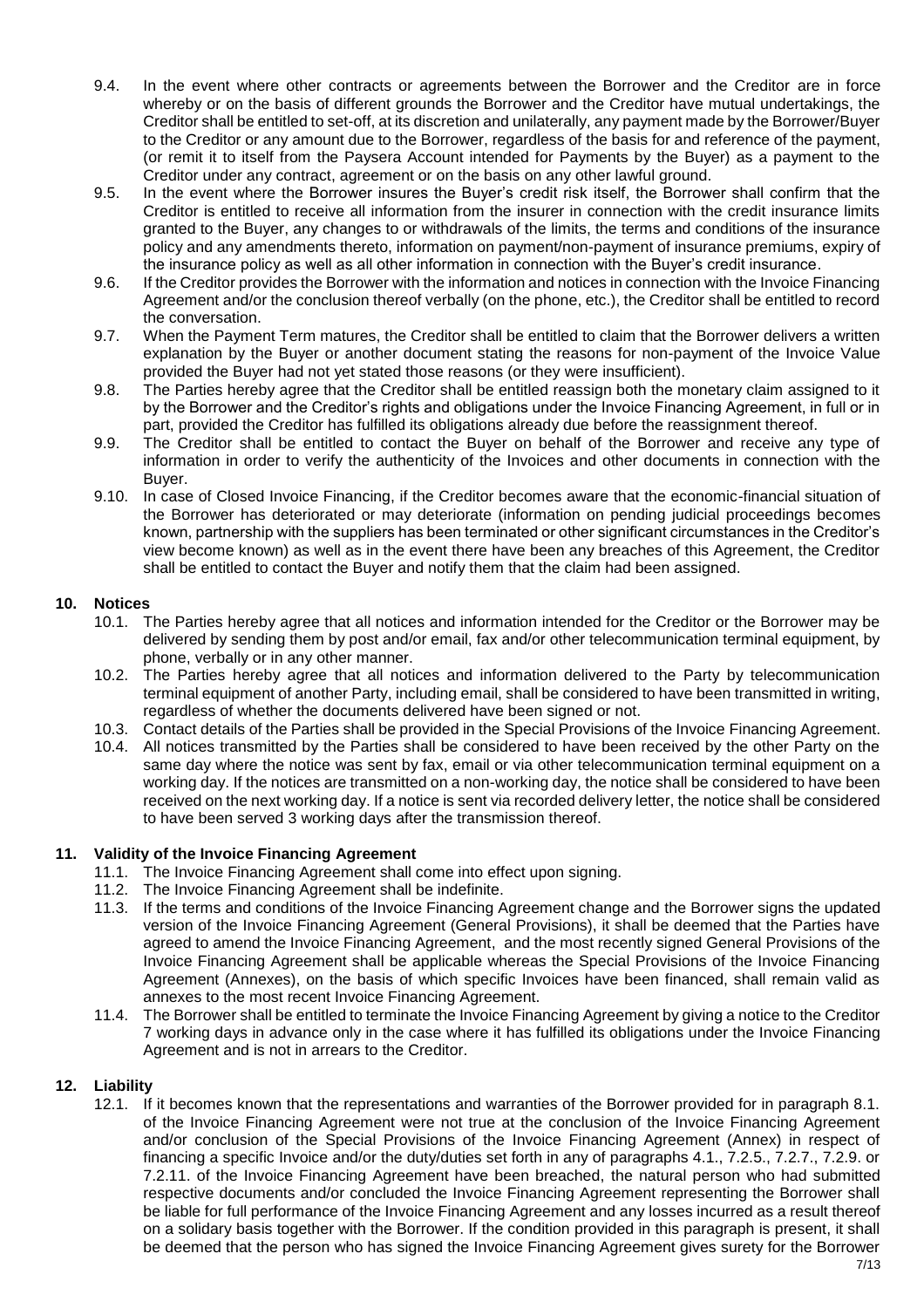9.4. In the event where other contracts or agreements between the Borrower and the Creditor are in force whereby or on the basis of different grounds the Borrower and the Creditor have mutual undertakings, the Creditor shall be entitled to set-off, at its discretion and unilaterally, any payment made by the Borrower/Buyer to the Creditor or any amount due to the Borrower, regardless of the basis for and reference of the payment, (or remit it to itself from the Paysera Account intended for Payments by the Buyer) as a payment to the Creditor under any contract, agreement or on the basis on any other lawful ground.

9.5. In the event where the Borrower insures the Buyer's credit risk itself, the Borrower shall confirm that the Creditor is entitled to receive all information from the insurer in connection with the credit insurance limits granted to the Buyer, any changes to or withdrawals of the limits, the terms and conditions of the insurance policy and any amendments thereto, information on payment/non-payment of insurance premiums, expiry of the insurance policy as well as all other information in connection with the Buyer's credit insurance.

9.6. If the Creditor provides the Borrower with the information and notices in connection with the Invoice Financing Agreement and/or the conclusion thereof verbally (on the phone, etc.), the Creditor shall be entitled to record the conversation.

9.7. When the Payment Term matures, the Creditor shall be entitled to claim that the Borrower delivers a written explanation by the Buyer or another document stating the reasons for non-payment of the Invoice Value provided the Buyer had not yet stated those reasons (or they were insufficient).

9.8. The Parties hereby agree that the Creditor shall be entitled reassign both the monetary claim assigned to it by the Borrower and the Creditor's rights and obligations under the Invoice Financing Agreement, in full or in part, provided the Creditor has fulfilled its obligations already due before the reassignment thereof.

9.9. The Creditor shall be entitled to contact the Buyer on behalf of the Borrower and receive any type of information in order to verify the authenticity of the Invoices and other documents in connection with the Buyer.

9.10. In case of Closed Invoice Financing, if the Creditor becomes aware that the economic-financial situation of the Borrower has deteriorated or may deteriorate (information on pending judicial proceedings becomes known, partnership with the suppliers has been terminated or other significant circumstances in the Creditor's view become known) as well as in the event there have been any breaches of this Agreement, the Creditor shall be entitled to contact the Buyer and notify them that the claim had been assigned.

## 10. Notices

10.1. The Parties hereby agree that all notices and information intended for the Creditor or the Borrower may be delivered by sending them by post and/or email, fax and/or other telecommunication terminal equipment, by phone, verbally or in any other manner.

10.2. The Parties hereby agree that all notices and information delivered to the Party by telecommunication terminal equipment of another Party, including email, shall be considered to have been transmitted in writing, regardless of whether the documents delivered have been signed or not.

10.3. Contact details of the Parties shall be provided in the Special Provisions of the Invoice Financing Agreement.

10.4. All notices transmitted by the Parties shall be considered to have been received by the other Party on the same day where the notice was sent by fax, email or via other telecommunication terminal equipment on a working day. If the notices are transmitted on a non-working day, the notice shall be considered to have been received on the next working day. If a notice is sent via recorded delivery letter, the notice shall be considered to have been served 3 working days after the transmission thereof.

## 11. Validity of the Invoice Financing Agreement

11.1. The Invoice Financing Agreement shall come into effect upon signing.

11.2. The Invoice Financing Agreement shall be indefinite.

11.3. If the terms and conditions of the Invoice Financing Agreement change and the Borrower signs the updated version of the Invoice Financing Agreement (General Provisions), it shall be deemed that the Parties have agreed to amend the Invoice Financing Agreement, and the most recently signed General Provisions of the Invoice Financing Agreement shall be applicable whereas the Special Provisions of the Invoice Financing Agreement (Annexes), on the basis of which specific Invoices have been financed, shall remain valid as annexes to the most recent Invoice Financing Agreement.

11.4. The Borrower shall be entitled to terminate the Invoice Financing Agreement by giving a notice to the Creditor 7 working days in advance only in the case where it has fulfilled its obligations under the Invoice Financing Agreement and is not in arrears to the Creditor.

## 12. Liability

12.1. If it becomes known that the representations and warranties of the Borrower provided for in paragraph 8.1. of the Invoice Financing Agreement were not true at the conclusion of the Invoice Financing Agreement and/or conclusion of the Special Provisions of the Invoice Financing Agreement (Annex) in respect of financing a specific Invoice and/or the duty/duties set forth in any of paragraphs 4.1., 7.2.5., 7.2.7., 7.2.9. or 7.2.11. of the Invoice Financing Agreement have been breached, the natural person who had submitted respective documents and/or concluded the Invoice Financing Agreement representing the Borrower shall be liable for full performance of the Invoice Financing Agreement and any losses incurred as a result thereof on a solidary basis together with the Borrower. If the condition provided in this paragraph is present, it shall be deemed that the person who has signed the Invoice Financing Agreement gives surety for the Borrower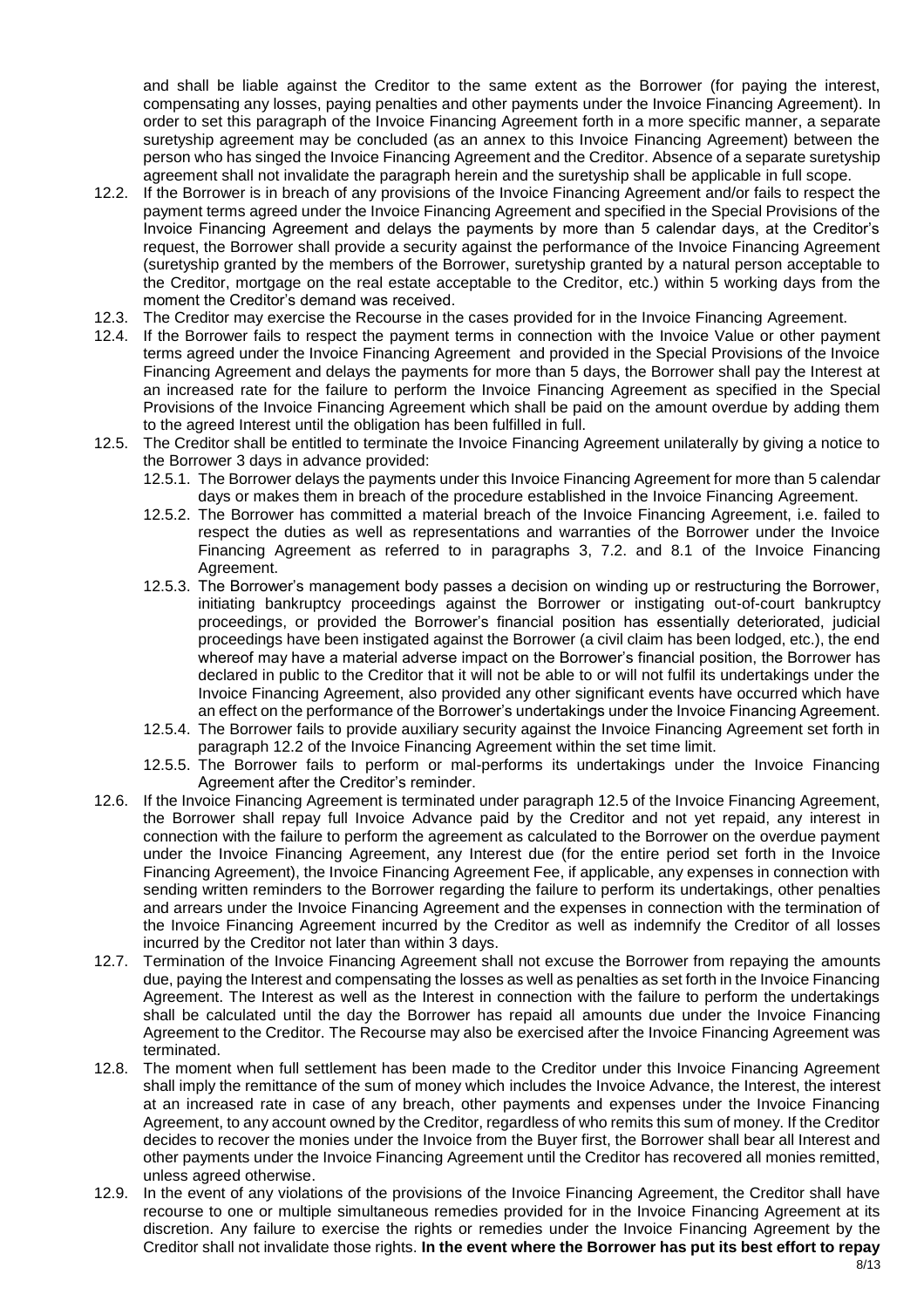and shall be liable against the Creditor to the same extent as the Borrower (for paying the interest, compensating any losses, paying penalties and other payments under the Invoice Financing Agreement). In order to set this paragraph of the Invoice Financing Agreement forth in a more specific manner, a separate suretyship agreement may be concluded (as an annex to this Invoice Financing Agreement) between the person who has singed the Invoice Financing Agreement and the Creditor. Absence of a separate suretyship agreement shall not invalidate the paragraph herein and the suretyship shall be applicable in full scope.

12.2. If the Borrower is in breach of any provisions of the Invoice Financing Agreement and/or fails to respect the payment terms agreed under the Invoice Financing Agreement and specified in the Special Provisions of the Invoice Financing Agreement and delays the payments by more than 5 calendar days, at the Creditor's request, the Borrower shall provide a security against the performance of the Invoice Financing Agreement (suretyship granted by the members of the Borrower, suretyship granted by a natural person acceptable to the Creditor, mortgage on the real estate acceptable to the Creditor, etc.) within 5 working days from the moment the Creditor's demand was received.

12.3. The Creditor may exercise the Recourse in the cases provided for in the Invoice Financing Agreement.

12.4. If the Borrower fails to respect the payment terms in connection with the Invoice Value or other payment terms agreed under the Invoice Financing Agreement and provided in the Special Provisions of the Invoice Financing Agreement and delays the payments for more than 5 days, the Borrower shall pay the Interest at an increased rate for the failure to perform the Invoice Financing Agreement as specified in the Special Provisions of the Invoice Financing Agreement which shall be paid on the amount overdue by adding them to the agreed Interest until the obligation has been fulfilled in full.

12.5. The Creditor shall be entitled to terminate the Invoice Financing Agreement unilaterally by giving a notice to the Borrower 3 days in advance provided:

12.5.1. The Borrower delays the payments under this Invoice Financing Agreement for more than 5 calendar days or makes them in breach of the procedure established in the Invoice Financing Agreement.

12.5.2. The Borrower has committed a material breach of the Invoice Financing Agreement, i.e. failed to respect the duties as well as representations and warranties of the Borrower under the Invoice Financing Agreement as referred to in paragraphs 3, 7.2. and 8.1 of the Invoice Financing Agreement.

12.5.3. The Borrower's management body passes a decision on winding up or restructuring the Borrower, initiating bankruptcy proceedings against the Borrower or instigating out-of-court bankruptcy proceedings, or provided the Borrower's financial position has essentially deteriorated, judicial proceedings have been instigated against the Borrower (a civil claim has been lodged, etc.), the end whereof may have a material adverse impact on the Borrower's financial position, the Borrower has declared in public to the Creditor that it will not be able to or will not fulfil its undertakings under the Invoice Financing Agreement, also provided any other significant events have occurred which have an effect on the performance of the Borrower's undertakings under the Invoice Financing Agreement.

12.5.4. The Borrower fails to provide auxiliary security against the Invoice Financing Agreement set forth in paragraph 12.2 of the Invoice Financing Agreement within the set time limit.

12.5.5. The Borrower fails to perform or mal-performs its undertakings under the Invoice Financing Agreement after the Creditor's reminder.

12.6. If the Invoice Financing Agreement is terminated under paragraph 12.5 of the Invoice Financing Agreement, the Borrower shall repay full Invoice Advance paid by the Creditor and not yet repaid, any interest in connection with the failure to perform the agreement as calculated to the Borrower on the overdue payment under the Invoice Financing Agreement, any Interest due (for the entire period set forth in the Invoice Financing Agreement), the Invoice Financing Agreement Fee, if applicable, any expenses in connection with sending written reminders to the Borrower regarding the failure to perform its undertakings, other penalties and arrears under the Invoice Financing Agreement and the expenses in connection with the termination of the Invoice Financing Agreement incurred by the Creditor as well as indemnify the Creditor of all losses incurred by the Creditor not later than within 3 days.

12.7. Termination of the Invoice Financing Agreement shall not excuse the Borrower from repaying the amounts due, paying the Interest and compensating the losses as well as penalties as set forth in the Invoice Financing Agreement. The Interest as well as the Interest in connection with the failure to perform the undertakings shall be calculated until the day the Borrower has repaid all amounts due under the Invoice Financing Agreement to the Creditor. The Recourse may also be exercised after the Invoice Financing Agreement was terminated.

12.8. The moment when full settlement has been made to the Creditor under this Invoice Financing Agreement shall imply the remittance of the sum of money which includes the Invoice Advance, the Interest, the interest at an increased rate in case of any breach, other payments and expenses under the Invoice Financing Agreement, to any account owned by the Creditor, regardless of who remits this sum of money. If the Creditor decides to recover the monies under the Invoice from the Buyer first, the Borrower shall bear all Interest and other payments under the Invoice Financing Agreement until the Creditor has recovered all monies remitted, unless agreed otherwise.

12.9. In the event of any violations of the provisions of the Invoice Financing Agreement, the Creditor shall have recourse to one or multiple simultaneous remedies provided for in the Invoice Financing Agreement at its discretion. Any failure to exercise the rights or remedies under the Invoice Financing Agreement by the Creditor shall not invalidate those rights. **In the event where the Borrower has put its best effort to repay**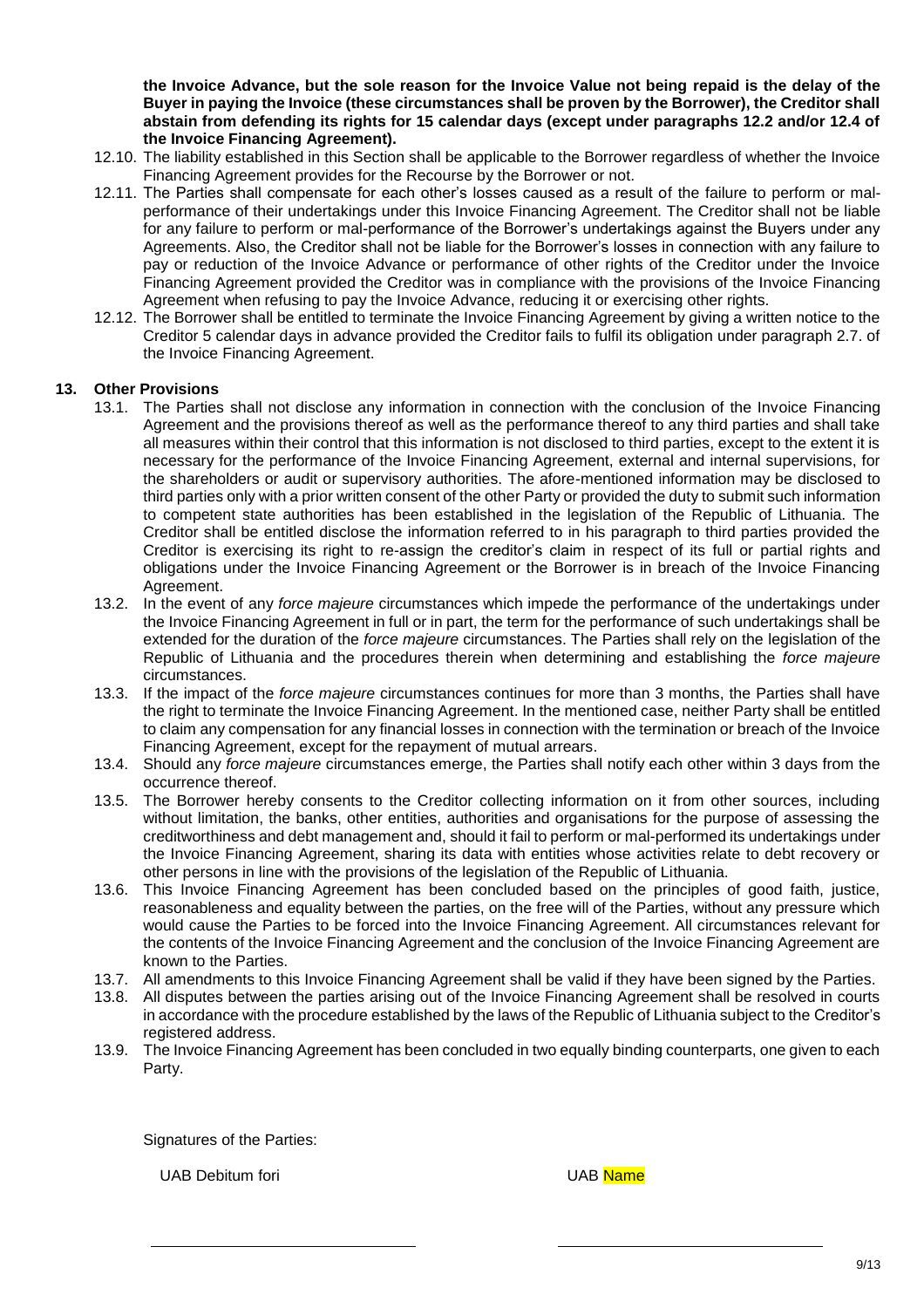**the Invoice Advance, but the sole reason for the Invoice Value not being repaid is the delay of the Buyer in paying the Invoice (these circumstances shall be proven by the Borrower), the Creditor shall abstain from defending its rights for 15 calendar days (except under paragraphs 12.2 and/or 12.4 of the Invoice Financing Agreement).**

12.10. The liability established in this Section shall be applicable to the Borrower regardless of whether the Invoice Financing Agreement provides for the Recourse by the Borrower or not.

12.11. The Parties shall compensate for each other's losses caused as a result of the failure to perform or mal-performance of their undertakings under this Invoice Financing Agreement. The Creditor shall not be liable for any failure to perform or mal-performance of the Borrower's undertakings against the Buyers under any Agreements. Also, the Creditor shall not be liable for the Borrower's losses in connection with any failure to pay or reduction of the Invoice Advance or performance of other rights of the Creditor under the Invoice Financing Agreement provided the Creditor was in compliance with the provisions of the Invoice Financing Agreement when refusing to pay the Invoice Advance, reducing it or exercising other rights.

12.12. The Borrower shall be entitled to terminate the Invoice Financing Agreement by giving a written notice to the Creditor 5 calendar days in advance provided the Creditor fails to fulfil its obligation under paragraph 2.7. of the Invoice Financing Agreement.

## 13. Other Provisions

13.1. The Parties shall not disclose any information in connection with the conclusion of the Invoice Financing Agreement and the provisions thereof as well as the performance thereof to any third parties and shall take all measures within their control that this information is not disclosed to third parties, except to the extent it is necessary for the performance of the Invoice Financing Agreement, external and internal supervisions, for the shareholders or audit or supervisory authorities. The afore-mentioned information may be disclosed to third parties only with a prior written consent of the other Party or provided the duty to submit such information to competent state authorities has been established in the legislation of the Republic of Lithuania. The Creditor shall be entitled disclose the information referred to in his paragraph to third parties provided the Creditor is exercising its right to re-assign the creditor's claim in respect of its full or partial rights and obligations under the Invoice Financing Agreement or the Borrower is in breach of the Invoice Financing Agreement.

13.2. In the event of any *force majeure* circumstances which impede the performance of the undertakings under the Invoice Financing Agreement in full or in part, the term for the performance of such undertakings shall be extended for the duration of the *force majeure* circumstances. The Parties shall rely on the legislation of the Republic of Lithuania and the procedures therein when determining and establishing the *force majeure* circumstances.

13.3. If the impact of the *force majeure* circumstances continues for more than 3 months, the Parties shall have the right to terminate the Invoice Financing Agreement. In the mentioned case, neither Party shall be entitled to claim any compensation for any financial losses in connection with the termination or breach of the Invoice Financing Agreement, except for the repayment of mutual arrears.

13.4. Should any *force majeure* circumstances emerge, the Parties shall notify each other within 3 days from the occurrence thereof.

13.5. The Borrower hereby consents to the Creditor collecting information on it from other sources, including without limitation, the banks, other entities, authorities and organisations for the purpose of assessing the creditworthiness and debt management and, should it fail to perform or mal-performed its undertakings under the Invoice Financing Agreement, sharing its data with entities whose activities relate to debt recovery or other persons in line with the provisions of the legislation of the Republic of Lithuania.

13.6. This Invoice Financing Agreement has been concluded based on the principles of good faith, justice, reasonableness and equality between the parties, on the free will of the Parties, without any pressure which would cause the Parties to be forced into the Invoice Financing Agreement. All circumstances relevant for the contents of the Invoice Financing Agreement and the conclusion of the Invoice Financing Agreement are known to the Parties.

13.7. All amendments to this Invoice Financing Agreement shall be valid if they have been signed by the Parties.

13.8. All disputes between the parties arising out of the Invoice Financing Agreement shall be resolved in courts in accordance with the procedure established by the laws of the Republic of Lithuania subject to the Creditor's registered address.

13.9. The Invoice Financing Agreement has been concluded in two equally binding counterparts, one given to each Party.

Signatures of the Parties:

| UAB Debitum fori | UAB Name |
|---|---|
| ______________________ | ______________________ |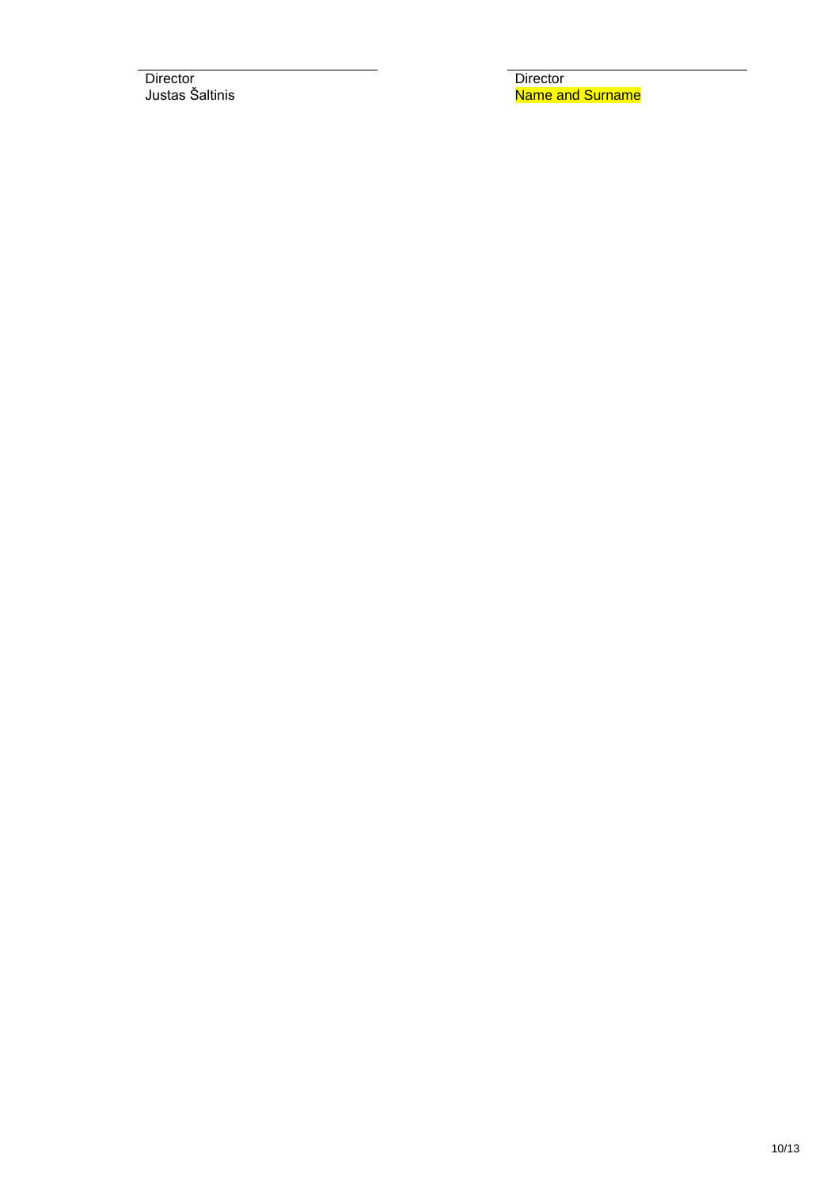| Director | Director |
| --- | --- |
| Justas Šaltinis | Name and Surname |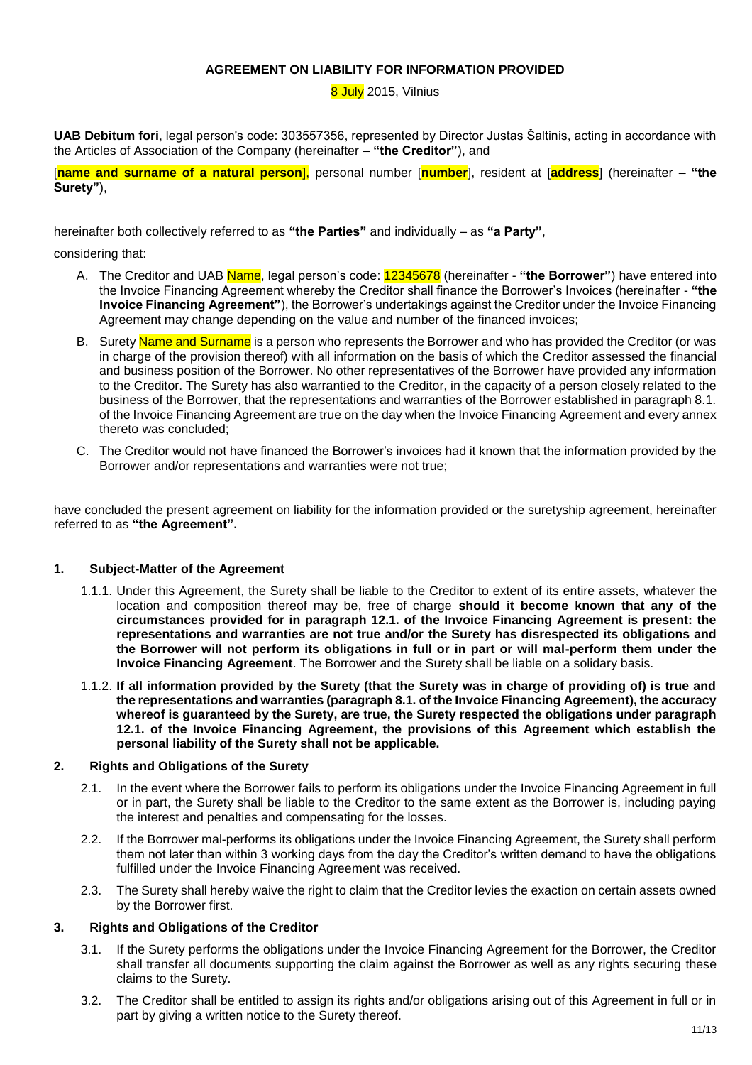**AGREEMENT ON LIABILITY FOR INFORMATION PROVIDED**

8 July 2015, Vilnius

**UAB Debitum fori**, legal person's code: 303557356, represented by Director Justas Šaltinis, acting in accordance with the Articles of Association of the Company (hereinafter – **"the Creditor"**), and

[**name and surname of a natural person**], personal number [**number**], resident at [**address**] (hereinafter – **"the Surety"**),

hereinafter both collectively referred to as **"the Parties"** and individually – as **"a Party"**,

considering that:

A. The Creditor and UAB Name, legal person's code: 12345678 (hereinafter - **"the Borrower"**) have entered into the Invoice Financing Agreement whereby the Creditor shall finance the Borrower's Invoices (hereinafter - **"the Invoice Financing Agreement"**), the Borrower's undertakings against the Creditor under the Invoice Financing Agreement may change depending on the value and number of the financed invoices;

B. Surety Name and Surname is a person who represents the Borrower and who has provided the Creditor (or was in charge of the provision thereof) with all information on the basis of which the Creditor assessed the financial and business position of the Borrower. No other representatives of the Borrower have provided any information to the Creditor. The Surety has also warrantied to the Creditor, in the capacity of a person closely related to the business of the Borrower, that the representations and warranties of the Borrower established in paragraph 8.1. of the Invoice Financing Agreement are true on the day when the Invoice Financing Agreement and every annex thereto was concluded;

C. The Creditor would not have financed the Borrower's invoices had it known that the information provided by the Borrower and/or representations and warranties were not true;

have concluded the present agreement on liability for the information provided or the suretyship agreement, hereinafter referred to as **"the Agreement".**

## 1. Subject-Matter of the Agreement

1.1.1. Under this Agreement, the Surety shall be liable to the Creditor to extent of its entire assets, whatever the location and composition thereof may be, free of charge **should it become known that any of the circumstances provided for in paragraph 12.1. of the Invoice Financing Agreement is present: the representations and warranties are not true and/or the Surety has disrespected its obligations and the Borrower will not perform its obligations in full or in part or will mal-perform them under the Invoice Financing Agreement**. The Borrower and the Surety shall be liable on a solidary basis.

1.1.2. **If all information provided by the Surety (that the Surety was in charge of providing of) is true and the representations and warranties (paragraph 8.1. of the Invoice Financing Agreement), the accuracy whereof is guaranteed by the Surety, are true, the Surety respected the obligations under paragraph 12.1. of the Invoice Financing Agreement, the provisions of this Agreement which establish the personal liability of the Surety shall not be applicable.**

## 2. Rights and Obligations of the Surety

2.1. In the event where the Borrower fails to perform its obligations under the Invoice Financing Agreement in full or in part, the Surety shall be liable to the Creditor to the same extent as the Borrower is, including paying the interest and penalties and compensating for the losses.

2.2. If the Borrower mal-performs its obligations under the Invoice Financing Agreement, the Surety shall perform them not later than within 3 working days from the day the Creditor's written demand to have the obligations fulfilled under the Invoice Financing Agreement was received.

2.3. The Surety shall hereby waive the right to claim that the Creditor levies the exaction on certain assets owned by the Borrower first.

## 3. Rights and Obligations of the Creditor

3.1. If the Surety performs the obligations under the Invoice Financing Agreement for the Borrower, the Creditor shall transfer all documents supporting the claim against the Borrower as well as any rights securing these claims to the Surety.

3.2. The Creditor shall be entitled to assign its rights and/or obligations arising out of this Agreement in full or in part by giving a written notice to the Surety thereof.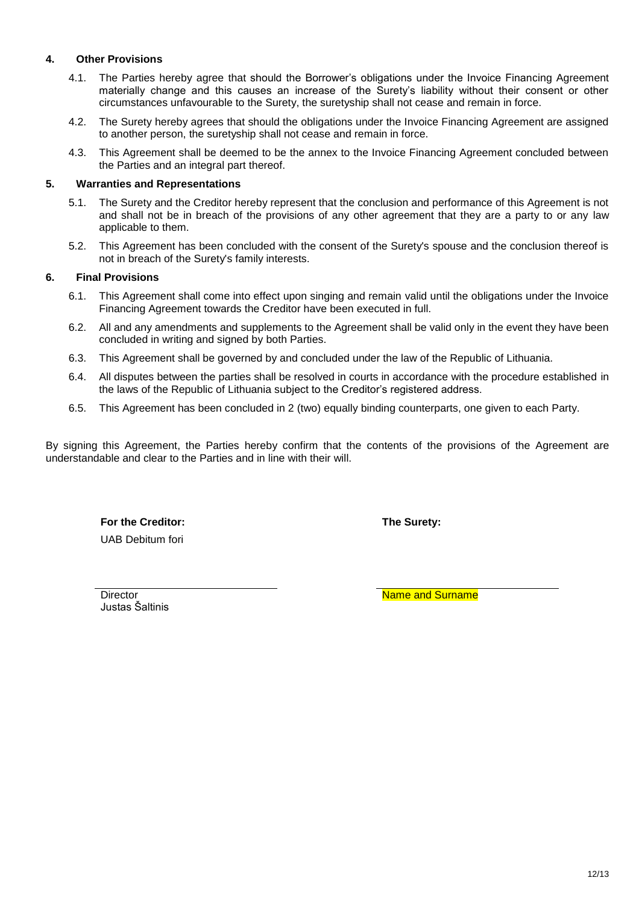## 4. Other Provisions

4.1. The Parties hereby agree that should the Borrower's obligations under the Invoice Financing Agreement materially change and this causes an increase of the Surety's liability without their consent or other circumstances unfavourable to the Surety, the suretyship shall not cease and remain in force.

4.2. The Surety hereby agrees that should the obligations under the Invoice Financing Agreement are assigned to another person, the suretyship shall not cease and remain in force.

4.3. This Agreement shall be deemed to be the annex to the Invoice Financing Agreement concluded between the Parties and an integral part thereof.

## 5. Warranties and Representations

5.1. The Surety and the Creditor hereby represent that the conclusion and performance of this Agreement is not and shall not be in breach of the provisions of any other agreement that they are a party to or any law applicable to them.

5.2. This Agreement has been concluded with the consent of the Surety's spouse and the conclusion thereof is not in breach of the Surety's family interests.

## 6. Final Provisions

6.1. This Agreement shall come into effect upon singing and remain valid until the obligations under the Invoice Financing Agreement towards the Creditor have been executed in full.

6.2. All and any amendments and supplements to the Agreement shall be valid only in the event they have been concluded in writing and signed by both Parties.

6.3. This Agreement shall be governed by and concluded under the law of the Republic of Lithuania.

6.4. All disputes between the parties shall be resolved in courts in accordance with the procedure established in the laws of the Republic of Lithuania subject to the Creditor's registered address.

6.5. This Agreement has been concluded in 2 (two) equally binding counterparts, one given to each Party.

By signing this Agreement, the Parties hereby confirm that the contents of the provisions of the Agreement are understandable and clear to the Parties and in line with their will.

**For the Creditor:**
UAB Debitum fori

\_\_\_\_\_\_\_\_\_\_\_\_\_\_\_\_\_\_\_\_\_\_\_\_\_\_\_\_
Director
Justas Šaltinis

**The Surety:**

\_\_\_\_\_\_\_\_\_\_\_\_\_\_\_\_\_\_\_\_\_\_\_\_\_\_\_\_
Name and Surname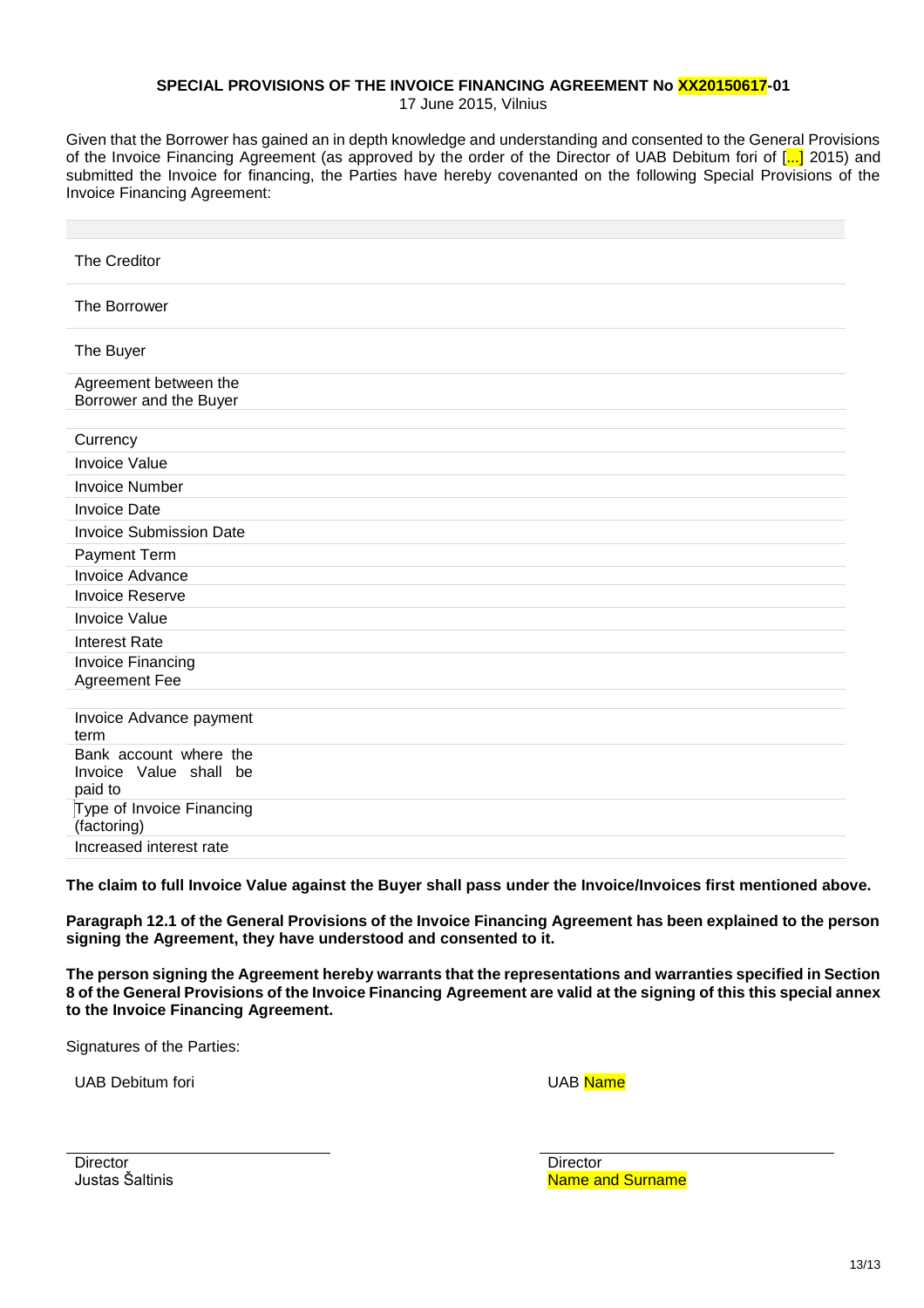**SPECIAL PROVISIONS OF THE INVOICE FINANCING AGREEMENT No XX20150617-01**

17 June 2015, Vilnius

Given that the Borrower has gained an in depth knowledge and understanding and consented to the General Provisions of the Invoice Financing Agreement (as approved by the order of the Director of UAB Debitum fori of [...] 2015) and submitted the Invoice for financing, the Parties have hereby covenanted on the following Special Provisions of the Invoice Financing Agreement:

| | |
|---|---|
| The Creditor | |
| The Borrower | |
| The Buyer | |
| Agreement between the Borrower and the Buyer | |
| Currency | |
| Invoice Value | |
| Invoice Number | |
| Invoice Date | |
| Invoice Submission Date | |
| Payment Term | |
| Invoice Advance | |
| Invoice Reserve | |
| Invoice Value | |
| Interest Rate | |
| Invoice Financing Agreement Fee | |
| Invoice Advance payment term | |
| Bank account where the Invoice Value shall be paid to | |
| Type of Invoice Financing (factoring) | |
| Increased interest rate | |

**The claim to full Invoice Value against the Buyer shall pass under the Invoice/Invoices first mentioned above.**

**Paragraph 12.1 of the General Provisions of the Invoice Financing Agreement has been explained to the person signing the Agreement, they have understood and consented to it.**

**The person signing the Agreement hereby warrants that the representations and warranties specified in Section 8 of the General Provisions of the Invoice Financing Agreement are valid at the signing of this this special annex to the Invoice Financing Agreement.**

Signatures of the Parties:

| | |
|---|---|
| UAB Debitum fori | UAB Name |
| Director<br>Justas Šaltinis | Director<br>Name and Surname |